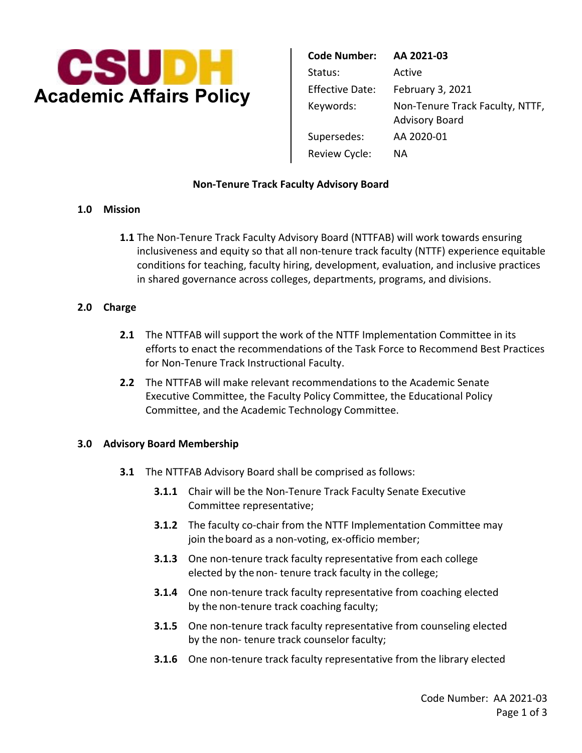# CSUDH Academic Affairs Policy

| | |
|---|---|
| **Code Number:** | **AA 2021-03** |
| Status: | Active |
| Effective Date: | February 3, 2021 |
| Keywords: | Non-Tenure Track Faculty, NTTF, Advisory Board |
| Supersedes: | AA 2020-01 |
| Review Cycle: | NA |

## Non-Tenure Track Faculty Advisory Board

### 1.0 Mission

**1.1** The Non-Tenure Track Faculty Advisory Board (NTTFAB) will work towards ensuring inclusiveness and equity so that all non-tenure track faculty (NTTF) experience equitable conditions for teaching, faculty hiring, development, evaluation, and inclusive practices in shared governance across colleges, departments, programs, and divisions.

### 2.0 Charge

**2.1** The NTTFAB will support the work of the NTTF Implementation Committee in its efforts to enact the recommendations of the Task Force to Recommend Best Practices for Non-Tenure Track Instructional Faculty.

**2.2** The NTTFAB will make relevant recommendations to the Academic Senate Executive Committee, the Faculty Policy Committee, the Educational Policy Committee, and the Academic Technology Committee.

### 3.0 Advisory Board Membership

**3.1** The NTTFAB Advisory Board shall be comprised as follows:

- **3.1.1** Chair will be the Non-Tenure Track Faculty Senate Executive Committee representative;
- **3.1.2** The faculty co-chair from the NTTF Implementation Committee may join the board as a non-voting, ex-officio member;
- **3.1.3** One non-tenure track faculty representative from each college elected by the non- tenure track faculty in the college;
- **3.1.4** One non-tenure track faculty representative from coaching elected by the non-tenure track coaching faculty;
- **3.1.5** One non-tenure track faculty representative from counseling elected by the non- tenure track counselor faculty;
- **3.1.6** One non-tenure track faculty representative from the library elected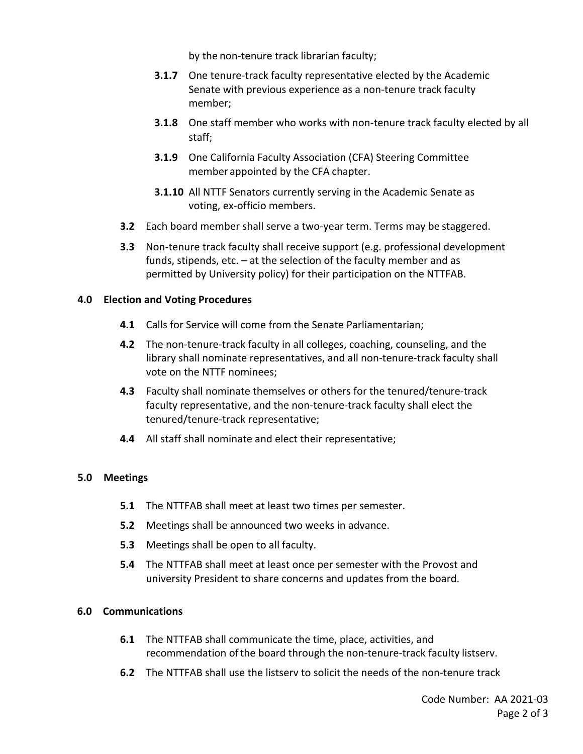by the non-tenure track librarian faculty;

- **3.1.7** One tenure-track faculty representative elected by the Academic Senate with previous experience as a non-tenure track faculty member;
- **3.1.8** One staff member who works with non-tenure track faculty elected by all staff;
- **3.1.9** One California Faculty Association (CFA) Steering Committee member appointed by the CFA chapter.
- **3.1.10** All NTTF Senators currently serving in the Academic Senate as voting, ex-officio members.

**3.2** Each board member shall serve a two-year term. Terms may be staggered.

**3.3** Non-tenure track faculty shall receive support (e.g. professional development funds, stipends, etc. – at the selection of the faculty member and as permitted by University policy) for their participation on the NTTFAB.

## 4.0 Election and Voting Procedures

**4.1** Calls for Service will come from the Senate Parliamentarian;

**4.2** The non-tenure-track faculty in all colleges, coaching, counseling, and the library shall nominate representatives, and all non-tenure-track faculty shall vote on the NTTF nominees;

**4.3** Faculty shall nominate themselves or others for the tenured/tenure-track faculty representative, and the non-tenure-track faculty shall elect the tenured/tenure-track representative;

**4.4** All staff shall nominate and elect their representative;

## 5.0 Meetings

**5.1** The NTTFAB shall meet at least two times per semester.

**5.2** Meetings shall be announced two weeks in advance.

**5.3** Meetings shall be open to all faculty.

**5.4** The NTTFAB shall meet at least once per semester with the Provost and university President to share concerns and updates from the board.

## 6.0 Communications

**6.1** The NTTFAB shall communicate the time, place, activities, and recommendation of the board through the non-tenure-track faculty listserv.

**6.2** The NTTFAB shall use the listserv to solicit the needs of the non-tenure track

Code Number: AA 2021-03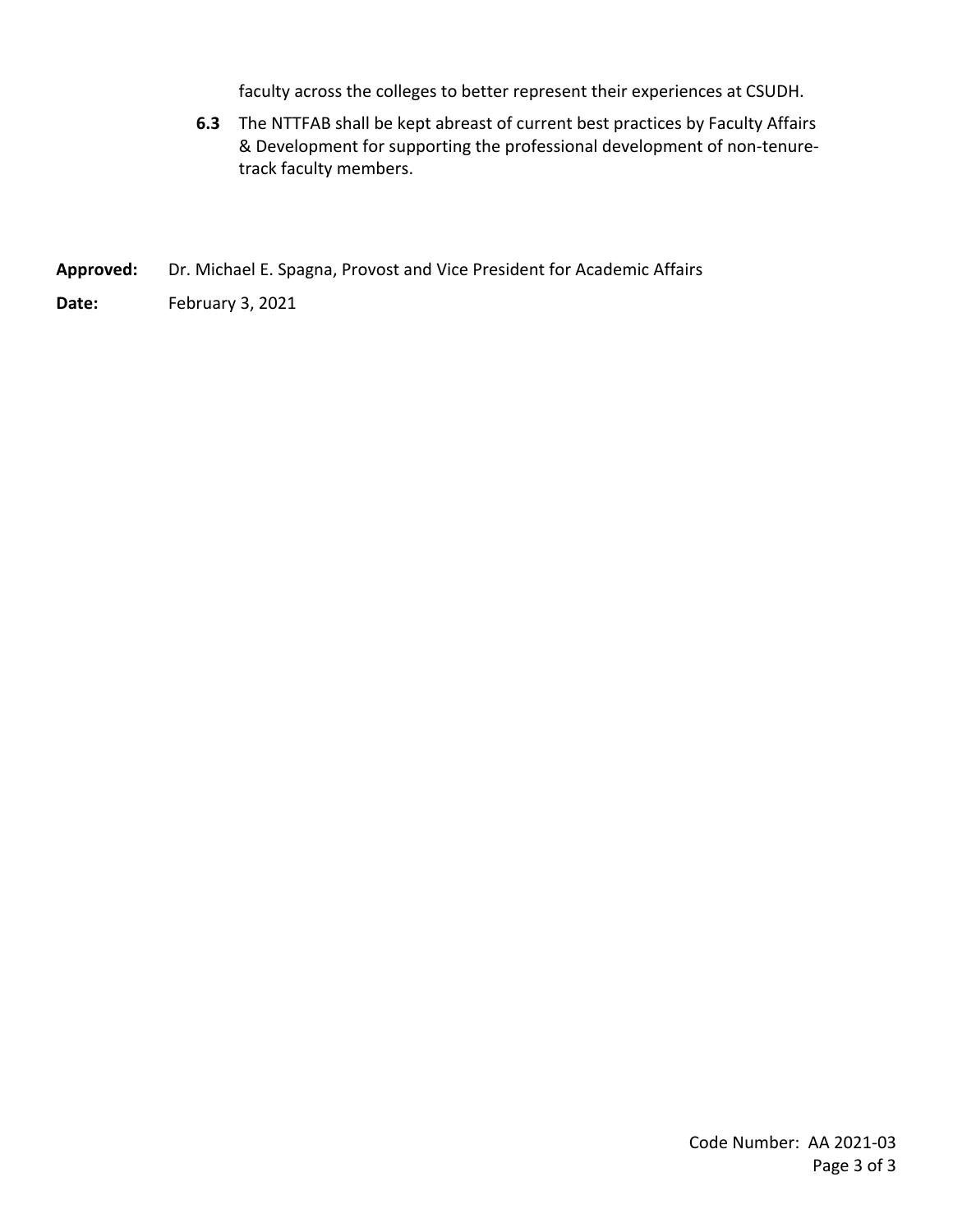faculty across the colleges to better represent their experiences at CSUDH.

**6.3** The NTTFAB shall be kept abreast of current best practices by Faculty Affairs & Development for supporting the professional development of non-tenure-track faculty members.

**Approved:** Dr. Michael E. Spagna, Provost and Vice President for Academic Affairs

**Date:** February 3, 2021

Code Number: AA 2021-03